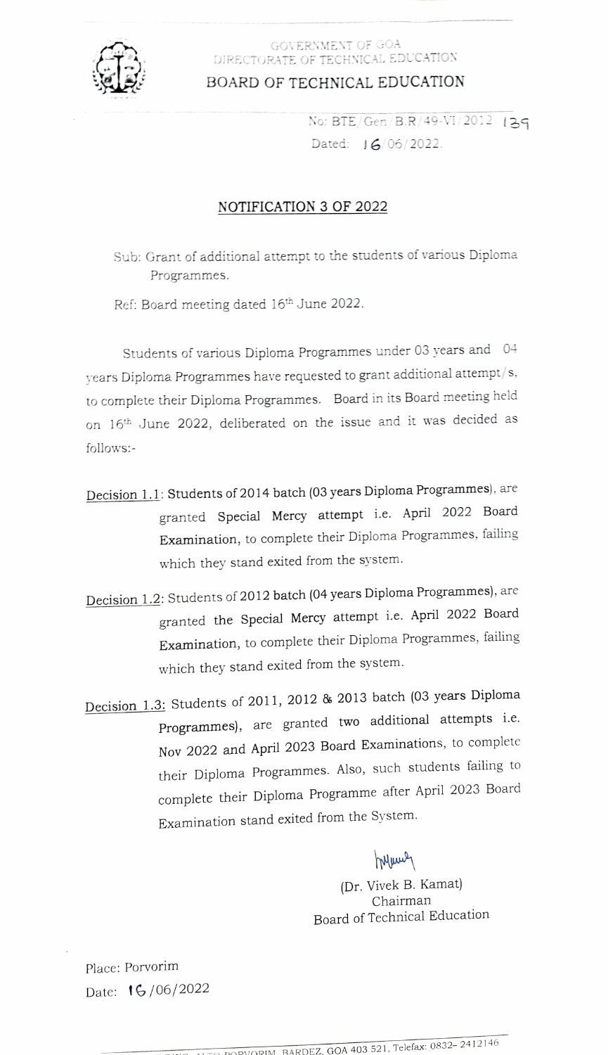GOVERNMENT OF GOA
DIRECTORATE OF TECHNICAL EDUCATION
# BOARD OF TECHNICAL EDUCATION

No: BTE/Gen/B.R/49-VI/2012/139
Dated: 16/06/2022.

## NOTIFICATION 3 OF 2022

Sub: Grant of additional attempt to the students of various Diploma Programmes.

Ref: Board meeting dated 16th June 2022.

Students of various Diploma Programmes under 03 years and 04 years Diploma Programmes have requested to grant additional attempt/s, to complete their Diploma Programmes. Board in its Board meeting held on 16th June 2022, deliberated on the issue and it was decided as follows:-

Decision 1.1: **Students of 2014 batch (03 years Diploma Programmes)**, are granted **Special Mercy** attempt i.e. **April 2022 Board Examination**, to complete their Diploma Programmes, failing which they stand exited from the system.

Decision 1.2: Students of **2012 batch (04 years Diploma Programmes)**, are granted **the Special Mercy** attempt i.e. **April 2022 Board Examination**, to complete their Diploma Programmes, failing which they stand exited from the system.

Decision 1.3: **Students of 2011, 2012 & 2013 batch (03 years Diploma Programmes)**, are granted **two additional attempts i.e. Nov 2022 and April 2023 Board Examinations**, to complete their Diploma Programmes. Also, such students failing to complete their Diploma Programme after April 2023 Board Examination stand exited from the System.

(Dr. Vivek B. Kamat)
Chairman
Board of Technical Education

Place: Porvorim
Date: 16/06/2022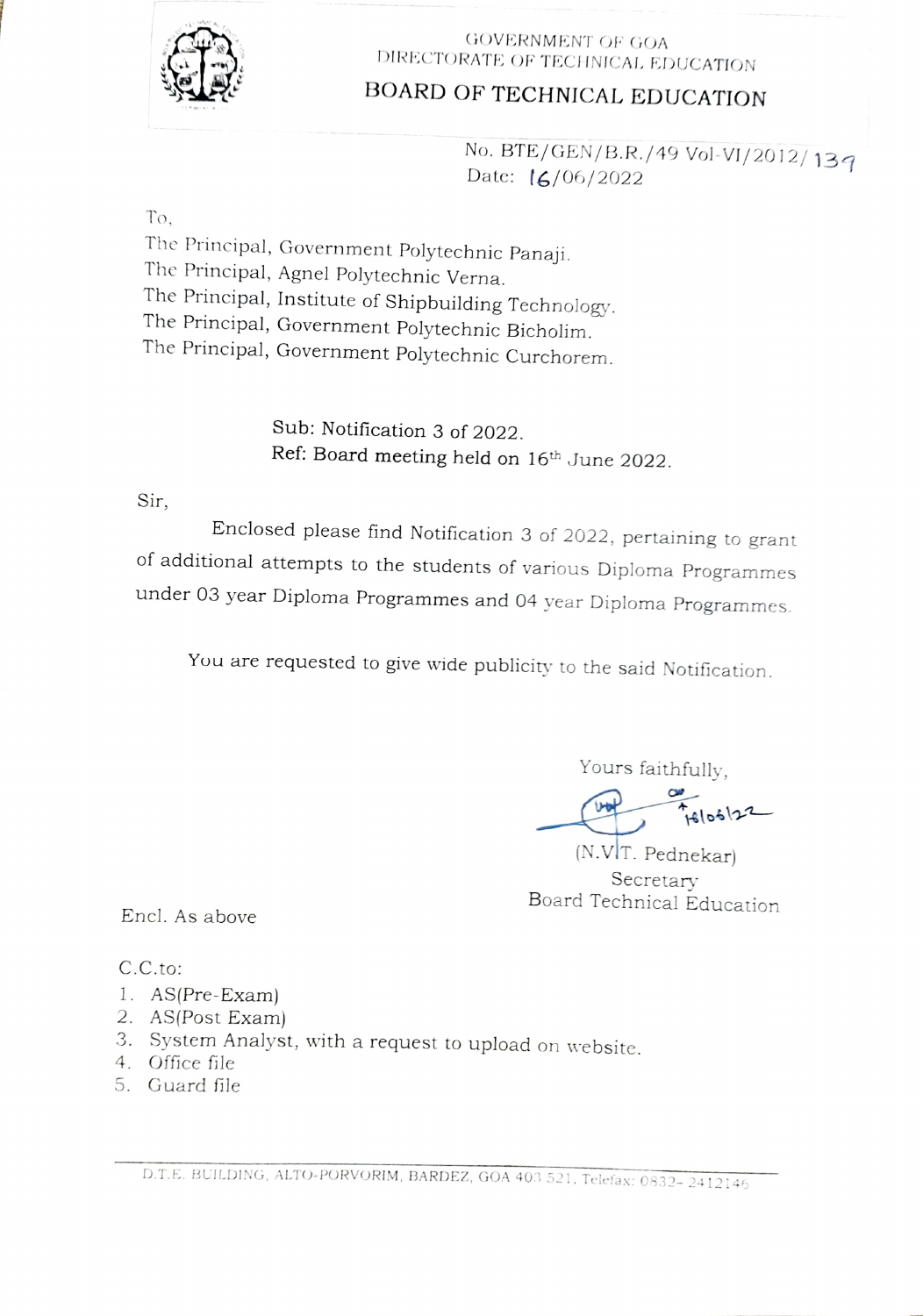GOVERNMENT OF GOA
DIRECTORATE OF TECHNICAL EDUCATION

# BOARD OF TECHNICAL EDUCATION

No. BTE/GEN/B.R./49 Vol-VI/2012/ 139
Date: 16/06/2022

To,

The Principal, Government Polytechnic Panaji.
The Principal, Agnel Polytechnic Verna.
The Principal, Institute of Shipbuilding Technology.
The Principal, Government Polytechnic Bicholim.
The Principal, Government Polytechnic Curchorem.

Sub: Notification 3 of 2022.
Ref: Board meeting held on 16th June 2022.

Sir,

Enclosed please find Notification 3 of 2022, pertaining to grant of additional attempts to the students of various Diploma Programmes under 03 year Diploma Programmes and 04 year Diploma Programmes.

You are requested to give wide publicity to the said Notification.

Yours faithfully,

16/06/22

(N.V.T. Pednekar)
Secretary
Board Technical Education

Encl. As above

C.C.to:

1. AS(Pre-Exam)
2. AS(Post Exam)
3. System Analyst, with a request to upload on website.
4. Office file
5. Guard file

D.T.E. BUILDING, ALTO-PORVORIM, BARDEZ, GOA 403 521. Telefax: 0832- 2412146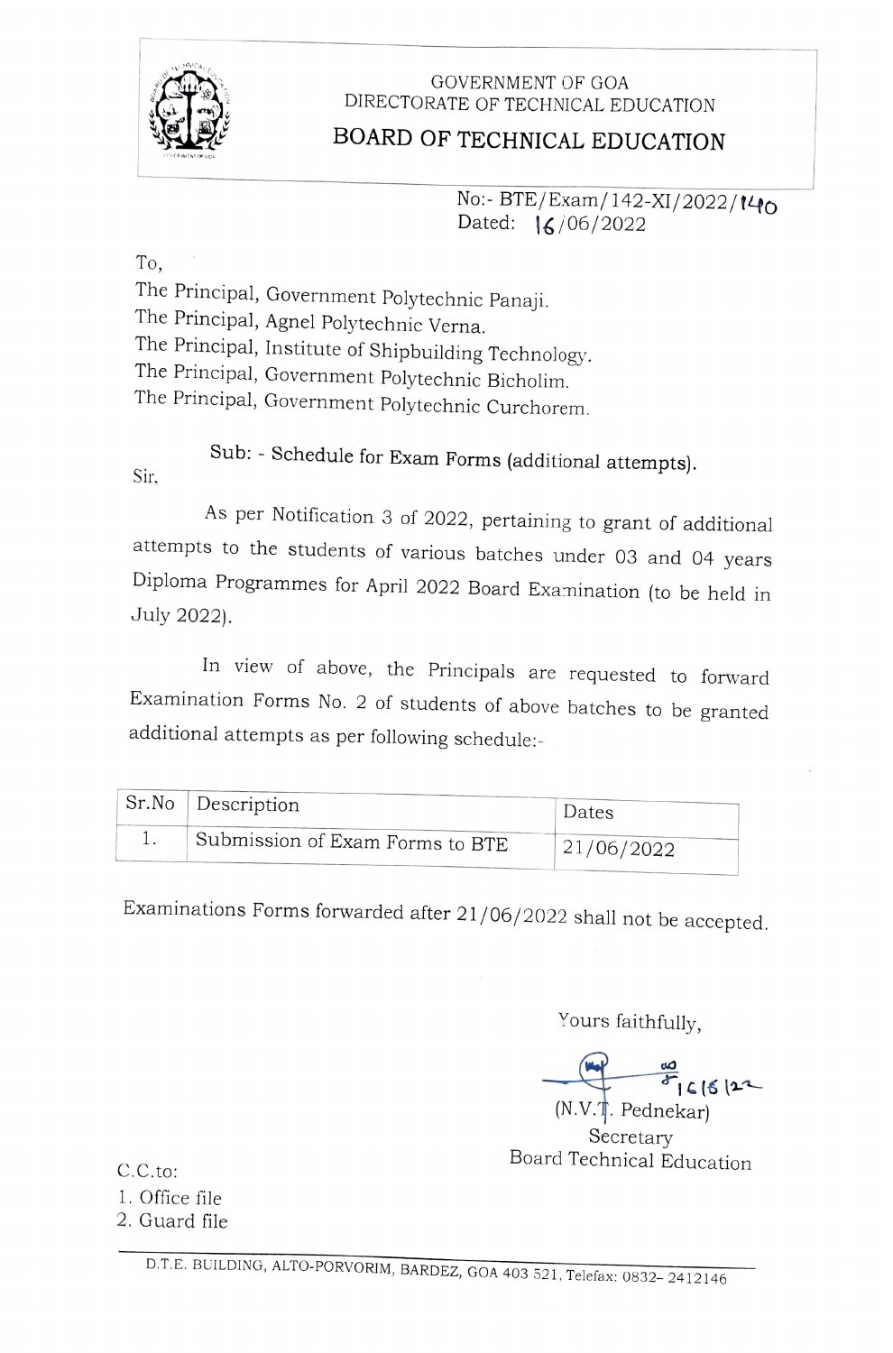GOVERNMENT OF GOA
DIRECTORATE OF TECHNICAL EDUCATION

# BOARD OF TECHNICAL EDUCATION

No:- BTE/Exam/142-XI/2022/140
Dated: 16/06/2022

To,

The Principal, Government Polytechnic Panaji.
The Principal, Agnel Polytechnic Verna.
The Principal, Institute of Shipbuilding Technology.
The Principal, Government Polytechnic Bicholim.
The Principal, Government Polytechnic Curchorem.

Sub: - Schedule for Exam Forms (additional attempts).

Sir,

As per Notification 3 of 2022, pertaining to grant of additional attempts to the students of various batches under 03 and 04 years Diploma Programmes for April 2022 Board Examination (to be held in July 2022).

In view of above, the Principals are requested to forward Examination Forms No. 2 of students of above batches to be granted additional attempts as per following schedule:-

| Sr.No | Description | Dates |
|---|---|---|
| 1. | Submission of Exam Forms to BTE | 21/06/2022 |

Examinations Forms forwarded after 21/06/2022 shall not be accepted.

Yours faithfully,

16/6/22

(N.V.T. Pednekar)
Secretary
Board Technical Education

C.C.to:

1. Office file
2. Guard file

D.T.E. BUILDING, ALTO-PORVORIM, BARDEZ, GOA 403 521, Telefax: 0832- 2412146